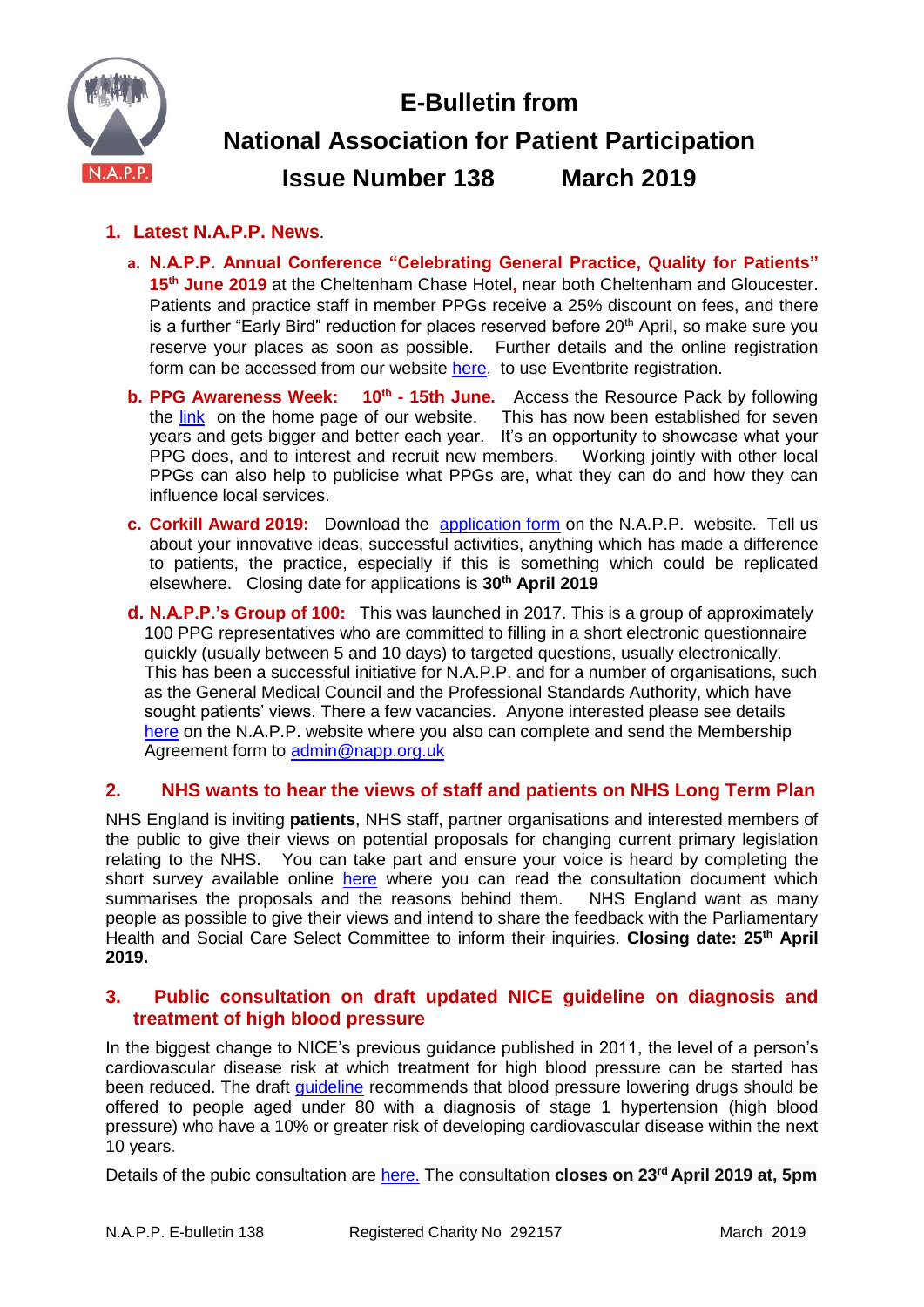# E-Bulletin from National Association for Patient Participation

## Issue Number 138 March 2019

### 1. Latest N.A.P.P. News.

a. **N.A.P.P. Annual Conference "Celebrating General Practice, Quality for Patients" 15th June 2019** at the Cheltenham Chase Hotel, near both Cheltenham and Gloucester. Patients and practice staff in member PPGs receive a 25% discount on fees, and there is a further "Early Bird" reduction for places reserved before 20th April, so make sure you reserve your places as soon as possible. Further details and the online registration form can be accessed from our website here, to use Eventbrite registration.

b. **PPG Awareness Week: 10th - 15th June.** Access the Resource Pack by following the link on the home page of our website. This has now been established for seven years and gets bigger and better each year. It's an opportunity to showcase what your PPG does, and to interest and recruit new members. Working jointly with other local PPGs can also help to publicise what PPGs are, what they can do and how they can influence local services.

c. **Corkill Award 2019:** Download the application form on the N.A.P.P. website. Tell us about your innovative ideas, successful activities, anything which has made a difference to patients, the practice, especially if this is something which could be replicated elsewhere. Closing date for applications is **30th April 2019**

d. **N.A.P.P.'s Group of 100:** This was launched in 2017. This is a group of approximately 100 PPG representatives who are committed to filling in a short electronic questionnaire quickly (usually between 5 and 10 days) to targeted questions, usually electronically. This has been a successful initiative for N.A.P.P. and for a number of organisations, such as the General Medical Council and the Professional Standards Authority, which have sought patients' views. There a few vacancies. Anyone interested please see details here on the N.A.P.P. website where you also can complete and send the Membership Agreement form to admin@napp.org.uk

### 2. NHS wants to hear the views of staff and patients on NHS Long Term Plan

NHS England is inviting **patients**, NHS staff, partner organisations and interested members of the public to give their views on potential proposals for changing current primary legislation relating to the NHS. You can take part and ensure your voice is heard by completing the short survey available online here where you can read the consultation document which summarises the proposals and the reasons behind them. NHS England want as many people as possible to give their views and intend to share the feedback with the Parliamentary Health and Social Care Select Committee to inform their inquiries. **Closing date: 25th April 2019.**

### 3. Public consultation on draft updated NICE guideline on diagnosis and treatment of high blood pressure

In the biggest change to NICE's previous guidance published in 2011, the level of a person's cardiovascular disease risk at which treatment for high blood pressure can be started has been reduced. The draft guideline recommends that blood pressure lowering drugs should be offered to people aged under 80 with a diagnosis of stage 1 hypertension (high blood pressure) who have a 10% or greater risk of developing cardiovascular disease within the next 10 years.

Details of the pubic consultation are here. The consultation **closes on 23rd April 2019 at, 5pm**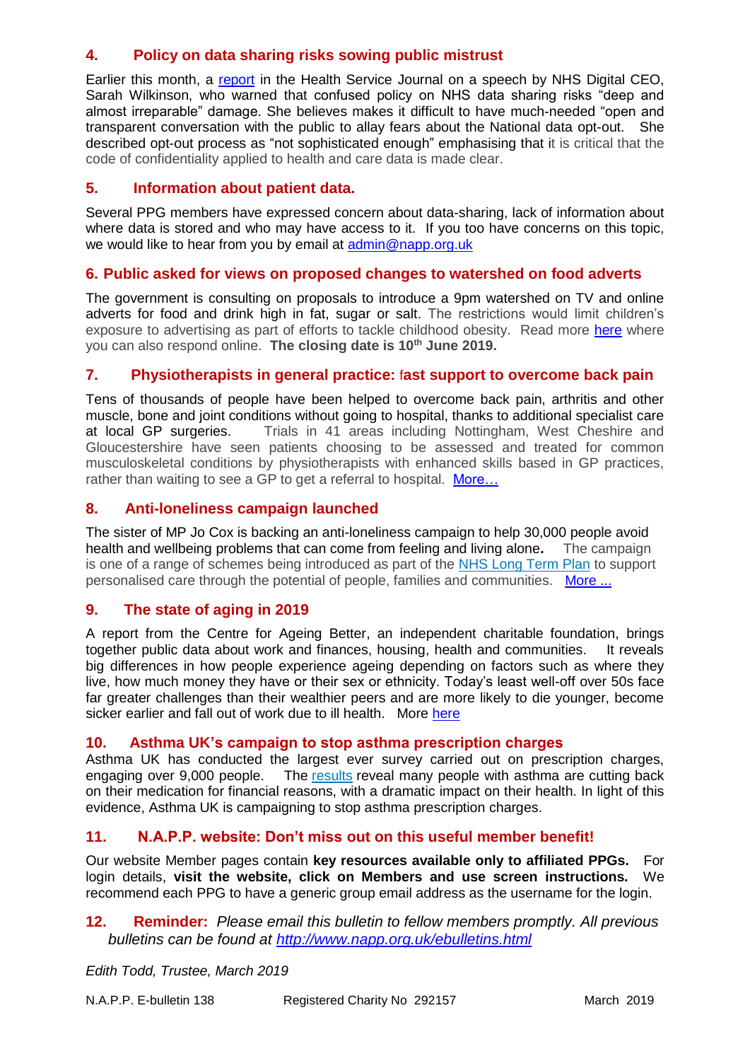## 4. Policy on data sharing risks sowing public mistrust

Earlier this month, a report in the Health Service Journal on a speech by NHS Digital CEO, Sarah Wilkinson, who warned that confused policy on NHS data sharing risks "deep and almost irreparable" damage. She believes makes it difficult to have much-needed "open and transparent conversation with the public to allay fears about the National data opt-out. She described opt-out process as "not sophisticated enough" emphasising that it is critical that the code of confidentiality applied to health and care data is made clear.

## 5. Information about patient data.

Several PPG members have expressed concern about data-sharing, lack of information about where data is stored and who may have access to it. If you too have concerns on this topic, we would like to hear from you by email at admin@napp.org.uk

## 6. Public asked for views on proposed changes to watershed on food adverts

The government is consulting on proposals to introduce a 9pm watershed on TV and online adverts for food and drink high in fat, sugar or salt. The restrictions would limit children's exposure to advertising as part of efforts to tackle childhood obesity. Read more here where you can also respond online. **The closing date is 10th June 2019.**

## 7. Physiotherapists in general practice: fast support to overcome back pain

Tens of thousands of people have been helped to overcome back pain, arthritis and other muscle, bone and joint conditions without going to hospital, thanks to additional specialist care at local GP surgeries. Trials in 41 areas including Nottingham, West Cheshire and Gloucestershire have seen patients choosing to be assessed and treated for common musculoskeletal conditions by physiotherapists with enhanced skills based in GP practices, rather than waiting to see a GP to get a referral to hospital. More…

## 8. Anti-loneliness campaign launched

The sister of MP Jo Cox is backing an anti-loneliness campaign to help 30,000 people avoid health and wellbeing problems that can come from feeling and living alone**.** The campaign is one of a range of schemes being introduced as part of the NHS Long Term Plan to support personalised care through the potential of people, families and communities. More ...

## 9. The state of aging in 2019

A report from the Centre for Ageing Better, an independent charitable foundation, brings together public data about work and finances, housing, health and communities. It reveals big differences in how people experience ageing depending on factors such as where they live, how much money they have or their sex or ethnicity. Today's least well-off over 50s face far greater challenges than their wealthier peers and are more likely to die younger, become sicker earlier and fall out of work due to ill health. More here

## 10. Asthma UK's campaign to stop asthma prescription charges

Asthma UK has conducted the largest ever survey carried out on prescription charges, engaging over 9,000 people. The results reveal many people with asthma are cutting back on their medication for financial reasons, with a dramatic impact on their health. In light of this evidence, Asthma UK is campaigning to stop asthma prescription charges.

## 11. N.A.P.P. website: Don't miss out on this useful member benefit!

Our website Member pages contain **key resources available only to affiliated PPGs.** For login details, **visit the website, click on Members and use screen instructions.** We recommend each PPG to have a generic group email address as the username for the login.

## 12. Reminder: *Please email this bulletin to fellow members promptly. All previous bulletins can be found at http://www.napp.org.uk/ebulletins.html*

*Edith Todd, Trustee, March 2019*

N.A.P.P. E-bulletin 138 Registered Charity No 292157 March 2019